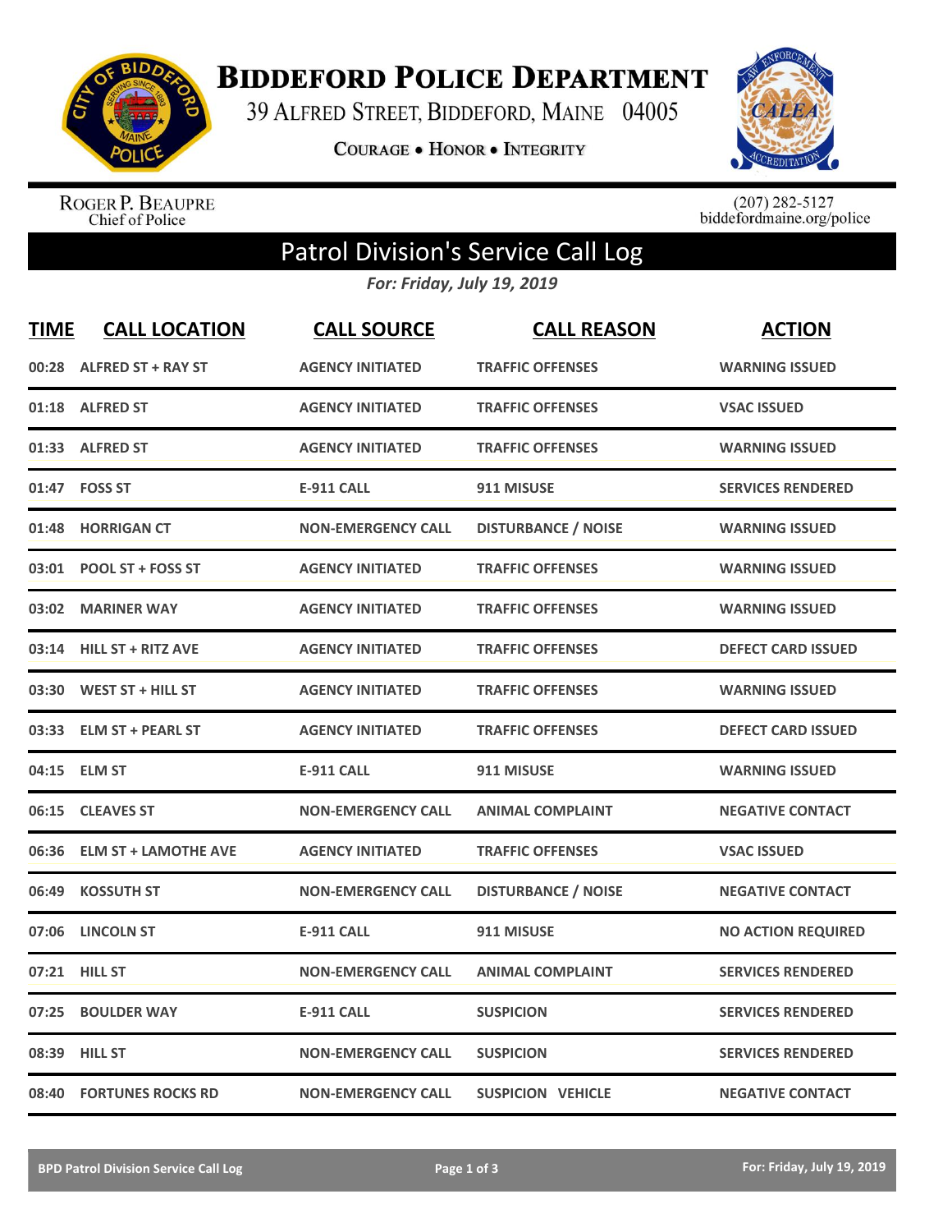# Biddeford Police Department

39 Alfred Street, Biddeford, Maine 04005

Courage • Honor • Integrity

Roger P. Beaupre
Chief of Police

(207) 282-5127
biddefordmaine.org/police

## Patrol Division's Service Call Log

*For: Friday, July 19, 2019*

| TIME | CALL LOCATION | CALL SOURCE | CALL REASON | ACTION |
|---|---|---|---|---|
| 00:28 | ALFRED ST + RAY ST | AGENCY INITIATED | TRAFFIC OFFENSES | WARNING ISSUED |
| 01:18 | ALFRED ST | AGENCY INITIATED | TRAFFIC OFFENSES | VSAC ISSUED |
| 01:33 | ALFRED ST | AGENCY INITIATED | TRAFFIC OFFENSES | WARNING ISSUED |
| 01:47 | FOSS ST | E-911 CALL | 911 MISUSE | SERVICES RENDERED |
| 01:48 | HORRIGAN CT | NON-EMERGENCY CALL | DISTURBANCE / NOISE | WARNING ISSUED |
| 03:01 | POOL ST + FOSS ST | AGENCY INITIATED | TRAFFIC OFFENSES | WARNING ISSUED |
| 03:02 | MARINER WAY | AGENCY INITIATED | TRAFFIC OFFENSES | WARNING ISSUED |
| 03:14 | HILL ST + RITZ AVE | AGENCY INITIATED | TRAFFIC OFFENSES | DEFECT CARD ISSUED |
| 03:30 | WEST ST + HILL ST | AGENCY INITIATED | TRAFFIC OFFENSES | WARNING ISSUED |
| 03:33 | ELM ST + PEARL ST | AGENCY INITIATED | TRAFFIC OFFENSES | DEFECT CARD ISSUED |
| 04:15 | ELM ST | E-911 CALL | 911 MISUSE | WARNING ISSUED |
| 06:15 | CLEAVES ST | NON-EMERGENCY CALL | ANIMAL COMPLAINT | NEGATIVE CONTACT |
| 06:36 | ELM ST + LAMOTHE AVE | AGENCY INITIATED | TRAFFIC OFFENSES | VSAC ISSUED |
| 06:49 | KOSSUTH ST | NON-EMERGENCY CALL | DISTURBANCE / NOISE | NEGATIVE CONTACT |
| 07:06 | LINCOLN ST | E-911 CALL | 911 MISUSE | NO ACTION REQUIRED |
| 07:21 | HILL ST | NON-EMERGENCY CALL | ANIMAL COMPLAINT | SERVICES RENDERED |
| 07:25 | BOULDER WAY | E-911 CALL | SUSPICION | SERVICES RENDERED |
| 08:39 | HILL ST | NON-EMERGENCY CALL | SUSPICION | SERVICES RENDERED |
| 08:40 | FORTUNES ROCKS RD | NON-EMERGENCY CALL | SUSPICION VEHICLE | NEGATIVE CONTACT |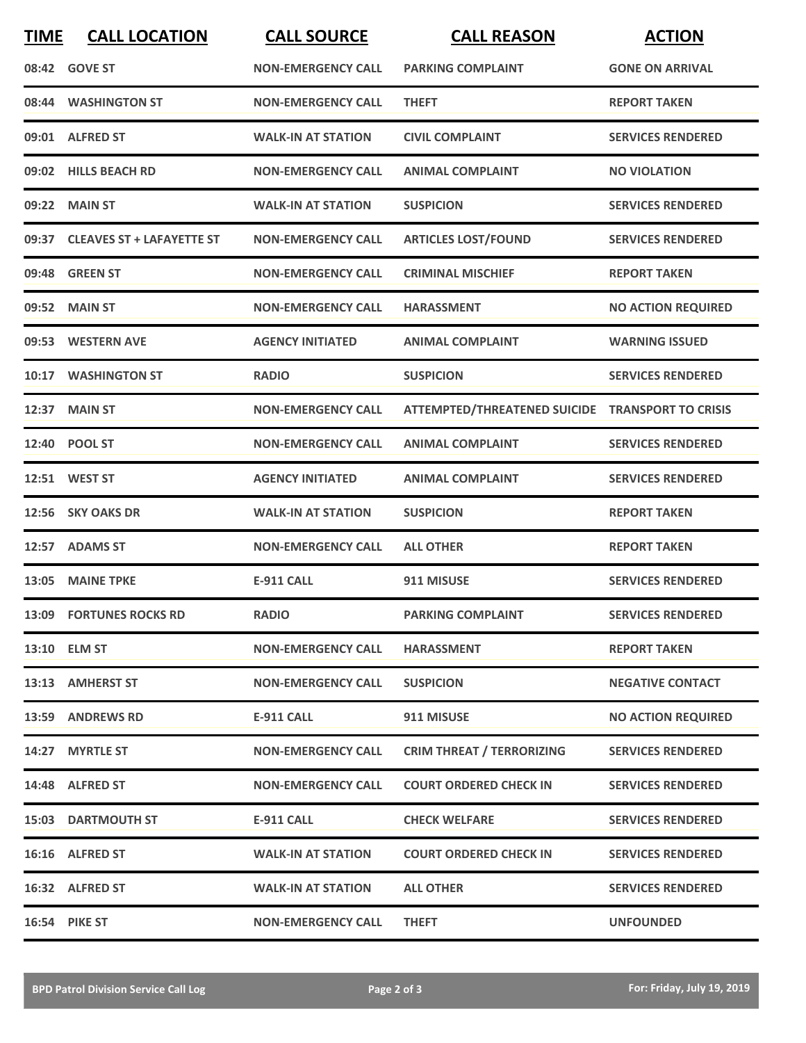| TIME | CALL LOCATION | CALL SOURCE | CALL REASON | ACTION |
| --- | --- | --- | --- | --- |
| 08:42 | GOVE ST | NON-EMERGENCY CALL | PARKING COMPLAINT | GONE ON ARRIVAL |
| 08:44 | WASHINGTON ST | NON-EMERGENCY CALL | THEFT | REPORT TAKEN |
| 09:01 | ALFRED ST | WALK-IN AT STATION | CIVIL COMPLAINT | SERVICES RENDERED |
| 09:02 | HILLS BEACH RD | NON-EMERGENCY CALL | ANIMAL COMPLAINT | NO VIOLATION |
| 09:22 | MAIN ST | WALK-IN AT STATION | SUSPICION | SERVICES RENDERED |
| 09:37 | CLEAVES ST + LAFAYETTE ST | NON-EMERGENCY CALL | ARTICLES LOST/FOUND | SERVICES RENDERED |
| 09:48 | GREEN ST | NON-EMERGENCY CALL | CRIMINAL MISCHIEF | REPORT TAKEN |
| 09:52 | MAIN ST | NON-EMERGENCY CALL | HARASSMENT | NO ACTION REQUIRED |
| 09:53 | WESTERN AVE | AGENCY INITIATED | ANIMAL COMPLAINT | WARNING ISSUED |
| 10:17 | WASHINGTON ST | RADIO | SUSPICION | SERVICES RENDERED |
| 12:37 | MAIN ST | NON-EMERGENCY CALL | ATTEMPTED/THREATENED SUICIDE | TRANSPORT TO CRISIS |
| 12:40 | POOL ST | NON-EMERGENCY CALL | ANIMAL COMPLAINT | SERVICES RENDERED |
| 12:51 | WEST ST | AGENCY INITIATED | ANIMAL COMPLAINT | SERVICES RENDERED |
| 12:56 | SKY OAKS DR | WALK-IN AT STATION | SUSPICION | REPORT TAKEN |
| 12:57 | ADAMS ST | NON-EMERGENCY CALL | ALL OTHER | REPORT TAKEN |
| 13:05 | MAINE TPKE | E-911 CALL | 911 MISUSE | SERVICES RENDERED |
| 13:09 | FORTUNES ROCKS RD | RADIO | PARKING COMPLAINT | SERVICES RENDERED |
| 13:10 | ELM ST | NON-EMERGENCY CALL | HARASSMENT | REPORT TAKEN |
| 13:13 | AMHERST ST | NON-EMERGENCY CALL | SUSPICION | NEGATIVE CONTACT |
| 13:59 | ANDREWS RD | E-911 CALL | 911 MISUSE | NO ACTION REQUIRED |
| 14:27 | MYRTLE ST | NON-EMERGENCY CALL | CRIM THREAT / TERRORIZING | SERVICES RENDERED |
| 14:48 | ALFRED ST | NON-EMERGENCY CALL | COURT ORDERED CHECK IN | SERVICES RENDERED |
| 15:03 | DARTMOUTH ST | E-911 CALL | CHECK WELFARE | SERVICES RENDERED |
| 16:16 | ALFRED ST | WALK-IN AT STATION | COURT ORDERED CHECK IN | SERVICES RENDERED |
| 16:32 | ALFRED ST | WALK-IN AT STATION | ALL OTHER | SERVICES RENDERED |
| 16:54 | PIKE ST | NON-EMERGENCY CALL | THEFT | UNFOUNDED |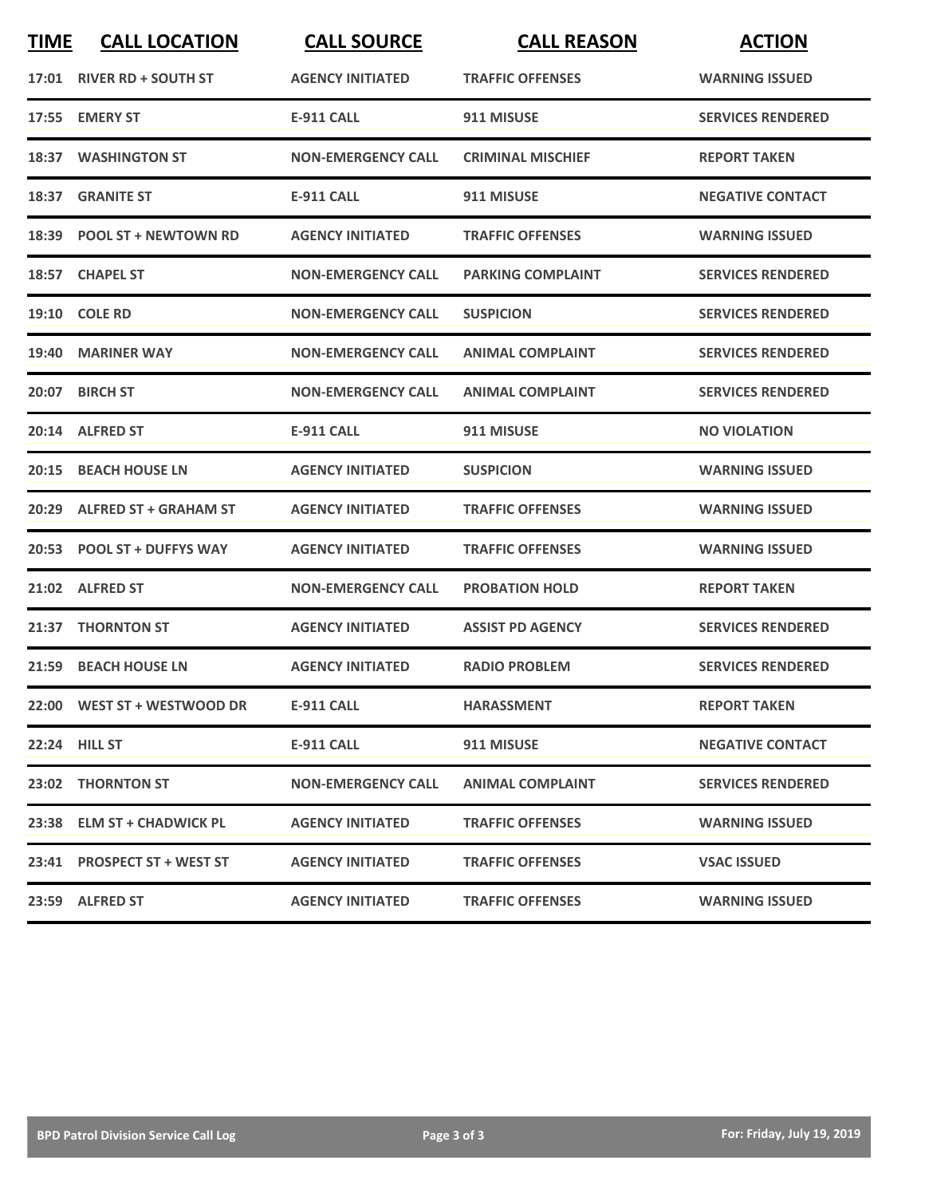| TIME | CALL LOCATION | CALL SOURCE | CALL REASON | ACTION |
|---|---|---|---|---|
| 17:01 | RIVER RD + SOUTH ST | AGENCY INITIATED | TRAFFIC OFFENSES | WARNING ISSUED |
| 17:55 | EMERY ST | E-911 CALL | 911 MISUSE | SERVICES RENDERED |
| 18:37 | WASHINGTON ST | NON-EMERGENCY CALL | CRIMINAL MISCHIEF | REPORT TAKEN |
| 18:37 | GRANITE ST | E-911 CALL | 911 MISUSE | NEGATIVE CONTACT |
| 18:39 | POOL ST + NEWTOWN RD | AGENCY INITIATED | TRAFFIC OFFENSES | WARNING ISSUED |
| 18:57 | CHAPEL ST | NON-EMERGENCY CALL | PARKING COMPLAINT | SERVICES RENDERED |
| 19:10 | COLE RD | NON-EMERGENCY CALL | SUSPICION | SERVICES RENDERED |
| 19:40 | MARINER WAY | NON-EMERGENCY CALL | ANIMAL COMPLAINT | SERVICES RENDERED |
| 20:07 | BIRCH ST | NON-EMERGENCY CALL | ANIMAL COMPLAINT | SERVICES RENDERED |
| 20:14 | ALFRED ST | E-911 CALL | 911 MISUSE | NO VIOLATION |
| 20:15 | BEACH HOUSE LN | AGENCY INITIATED | SUSPICION | WARNING ISSUED |
| 20:29 | ALFRED ST + GRAHAM ST | AGENCY INITIATED | TRAFFIC OFFENSES | WARNING ISSUED |
| 20:53 | POOL ST + DUFFYS WAY | AGENCY INITIATED | TRAFFIC OFFENSES | WARNING ISSUED |
| 21:02 | ALFRED ST | NON-EMERGENCY CALL | PROBATION HOLD | REPORT TAKEN |
| 21:37 | THORNTON ST | AGENCY INITIATED | ASSIST PD AGENCY | SERVICES RENDERED |
| 21:59 | BEACH HOUSE LN | AGENCY INITIATED | RADIO PROBLEM | SERVICES RENDERED |
| 22:00 | WEST ST + WESTWOOD DR | E-911 CALL | HARASSMENT | REPORT TAKEN |
| 22:24 | HILL ST | E-911 CALL | 911 MISUSE | NEGATIVE CONTACT |
| 23:02 | THORNTON ST | NON-EMERGENCY CALL | ANIMAL COMPLAINT | SERVICES RENDERED |
| 23:38 | ELM ST + CHADWICK PL | AGENCY INITIATED | TRAFFIC OFFENSES | WARNING ISSUED |
| 23:41 | PROSPECT ST + WEST ST | AGENCY INITIATED | TRAFFIC OFFENSES | VSAC ISSUED |
| 23:59 | ALFRED ST | AGENCY INITIATED | TRAFFIC OFFENSES | WARNING ISSUED |